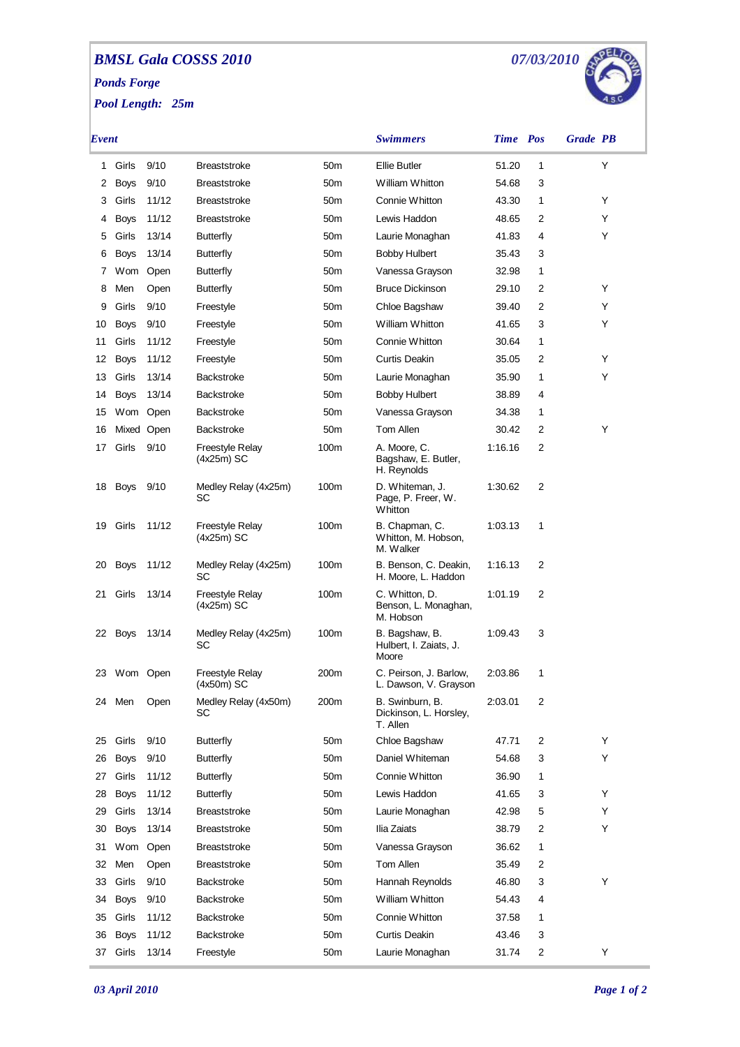# BMSL Gala COSSS 2010

*07/03/2010*

***Ponds Forge***

***Pool Length: 25m***

| Event | | | | | Swimmers | Time | Pos | Grade | PB |
|---|---|---|---|---|---|---|---|---|---|
| 1 | Girls | 9/10 | Breaststroke | 50m | Ellie Butler | 51.20 | 1 | | Y |
| 2 | Boys | 9/10 | Breaststroke | 50m | William Whitton | 54.68 | 3 | | |
| 3 | Girls | 11/12 | Breaststroke | 50m | Connie Whitton | 43.30 | 1 | | Y |
| 4 | Boys | 11/12 | Breaststroke | 50m | Lewis Haddon | 48.65 | 2 | | Y |
| 5 | Girls | 13/14 | Butterfly | 50m | Laurie Monaghan | 41.83 | 4 | | Y |
| 6 | Boys | 13/14 | Butterfly | 50m | Bobby Hulbert | 35.43 | 3 | | |
| 7 | Wom | Open | Butterfly | 50m | Vanessa Grayson | 32.98 | 1 | | |
| 8 | Men | Open | Butterfly | 50m | Bruce Dickinson | 29.10 | 2 | | Y |
| 9 | Girls | 9/10 | Freestyle | 50m | Chloe Bagshaw | 39.40 | 2 | | Y |
| 10 | Boys | 9/10 | Freestyle | 50m | William Whitton | 41.65 | 3 | | Y |
| 11 | Girls | 11/12 | Freestyle | 50m | Connie Whitton | 30.64 | 1 | | |
| 12 | Boys | 11/12 | Freestyle | 50m | Curtis Deakin | 35.05 | 2 | | Y |
| 13 | Girls | 13/14 | Backstroke | 50m | Laurie Monaghan | 35.90 | 1 | | Y |
| 14 | Boys | 13/14 | Backstroke | 50m | Bobby Hulbert | 38.89 | 4 | | |
| 15 | Wom | Open | Backstroke | 50m | Vanessa Grayson | 34.38 | 1 | | |
| 16 | Mixed | Open | Backstroke | 50m | Tom Allen | 30.42 | 2 | | Y |
| 17 | Girls | 9/10 | Freestyle Relay (4x25m) SC | 100m | A. Moore, C. Bagshaw, E. Butler, H. Reynolds | 1:16.16 | 2 | | |
| 18 | Boys | 9/10 | Medley Relay (4x25m) SC | 100m | D. Whiteman, J. Page, P. Freer, W. Whitton | 1:30.62 | 2 | | |
| 19 | Girls | 11/12 | Freestyle Relay (4x25m) SC | 100m | B. Chapman, C. Whitton, M. Hobson, M. Walker | 1:03.13 | 1 | | |
| 20 | Boys | 11/12 | Medley Relay (4x25m) SC | 100m | B. Benson, C. Deakin, H. Moore, L. Haddon | 1:16.13 | 2 | | |
| 21 | Girls | 13/14 | Freestyle Relay (4x25m) SC | 100m | C. Whitton, D. Benson, L. Monaghan, M. Hobson | 1:01.19 | 2 | | |
| 22 | Boys | 13/14 | Medley Relay (4x25m) SC | 100m | B. Bagshaw, B. Hulbert, I. Zaiats, J. Moore | 1:09.43 | 3 | | |
| 23 | Wom | Open | Freestyle Relay (4x50m) SC | 200m | C. Peirson, J. Barlow, L. Dawson, V. Grayson | 2:03.86 | 1 | | |
| 24 | Men | Open | Medley Relay (4x50m) SC | 200m | B. Swinburn, B. Dickinson, L. Horsley, T. Allen | 2:03.01 | 2 | | |
| 25 | Girls | 9/10 | Butterfly | 50m | Chloe Bagshaw | 47.71 | 2 | | Y |
| 26 | Boys | 9/10 | Butterfly | 50m | Daniel Whiteman | 54.68 | 3 | | Y |
| 27 | Girls | 11/12 | Butterfly | 50m | Connie Whitton | 36.90 | 1 | | |
| 28 | Boys | 11/12 | Butterfly | 50m | Lewis Haddon | 41.65 | 3 | | Y |
| 29 | Girls | 13/14 | Breaststroke | 50m | Laurie Monaghan | 42.98 | 5 | | Y |
| 30 | Boys | 13/14 | Breaststroke | 50m | Ilia Zaiats | 38.79 | 2 | | Y |
| 31 | Wom | Open | Breaststroke | 50m | Vanessa Grayson | 36.62 | 1 | | |
| 32 | Men | Open | Breaststroke | 50m | Tom Allen | 35.49 | 2 | | |
| 33 | Girls | 9/10 | Backstroke | 50m | Hannah Reynolds | 46.80 | 3 | | Y |
| 34 | Boys | 9/10 | Backstroke | 50m | William Whitton | 54.43 | 4 | | |
| 35 | Girls | 11/12 | Backstroke | 50m | Connie Whitton | 37.58 | 1 | | |
| 36 | Boys | 11/12 | Backstroke | 50m | Curtis Deakin | 43.46 | 3 | | |
| 37 | Girls | 13/14 | Freestyle | 50m | Laurie Monaghan | 31.74 | 2 | | Y |

*03 April 2010*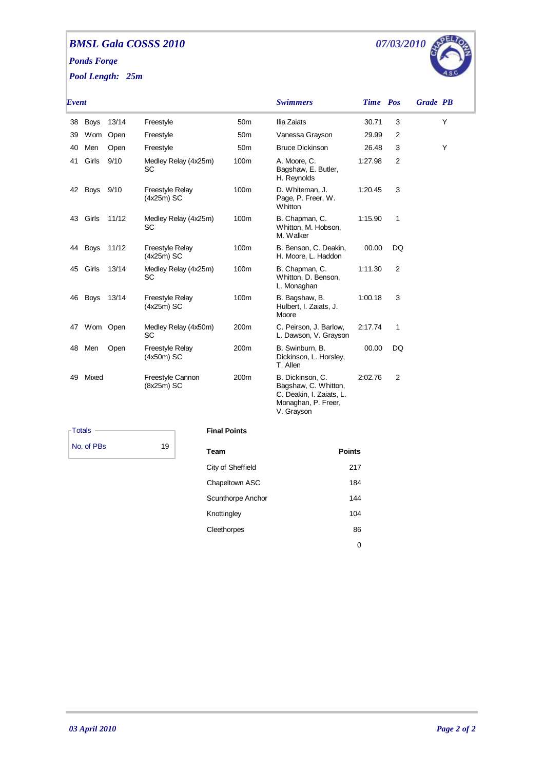# BMSL Gala COSSS 2010

*07/03/2010*

*Ponds Forge*

*Pool Length: 25m*

| Event | | | | | Swimmers | Time | Pos | Grade | PB |
|---|---|---|---|---|---|---|---|---|---|
| 38 | Boys | 13/14 | Freestyle | 50m | Ilia Zaiats | 30.71 | 3 | | Y |
| 39 | Wom | Open | Freestyle | 50m | Vanessa Grayson | 29.99 | 2 | | |
| 40 | Men | Open | Freestyle | 50m | Bruce Dickinson | 26.48 | 3 | | Y |
| 41 | Girls | 9/10 | Medley Relay (4x25m) SC | 100m | A. Moore, C. Bagshaw, E. Butler, H. Reynolds | 1:27.98 | 2 | | |
| 42 | Boys | 9/10 | Freestyle Relay (4x25m) SC | 100m | D. Whiteman, J. Page, P. Freer, W. Whitton | 1:20.45 | 3 | | |
| 43 | Girls | 11/12 | Medley Relay (4x25m) SC | 100m | B. Chapman, C. Whitton, M. Hobson, M. Walker | 1:15.90 | 1 | | |
| 44 | Boys | 11/12 | Freestyle Relay (4x25m) SC | 100m | B. Benson, C. Deakin, H. Moore, L. Haddon | 00.00 | DQ | | |
| 45 | Girls | 13/14 | Medley Relay (4x25m) SC | 100m | B. Chapman, C. Whitton, D. Benson, L. Monaghan | 1:11.30 | 2 | | |
| 46 | Boys | 13/14 | Freestyle Relay (4x25m) SC | 100m | B. Bagshaw, B. Hulbert, I. Zaiats, J. Moore | 1:00.18 | 3 | | |
| 47 | Wom | Open | Medley Relay (4x50m) SC | 200m | C. Peirson, J. Barlow, L. Dawson, V. Grayson | 2:17.74 | 1 | | |
| 48 | Men | Open | Freestyle Relay (4x50m) SC | 200m | B. Swinburn, B. Dickinson, L. Horsley, T. Allen | 00.00 | DQ | | |
| 49 | Mixed | | Freestyle Cannon (8x25m) SC | 200m | B. Dickinson, C. Bagshaw, C. Whitton, C. Deakin, I. Zaiats, L. Monaghan, P. Freer, V. Grayson | 2:02.76 | 2 | | |

**Totals**

| | |
|---|---|
| No. of PBs | 19 |

**Final Points**

| Team | Points |
|---|---|
| City of Sheffield | 217 |
| Chapeltown ASC | 184 |
| Scunthorpe Anchor | 144 |
| Knottingley | 104 |
| Cleethorpes | 86 |
| | 0 |

*03 April 2010*